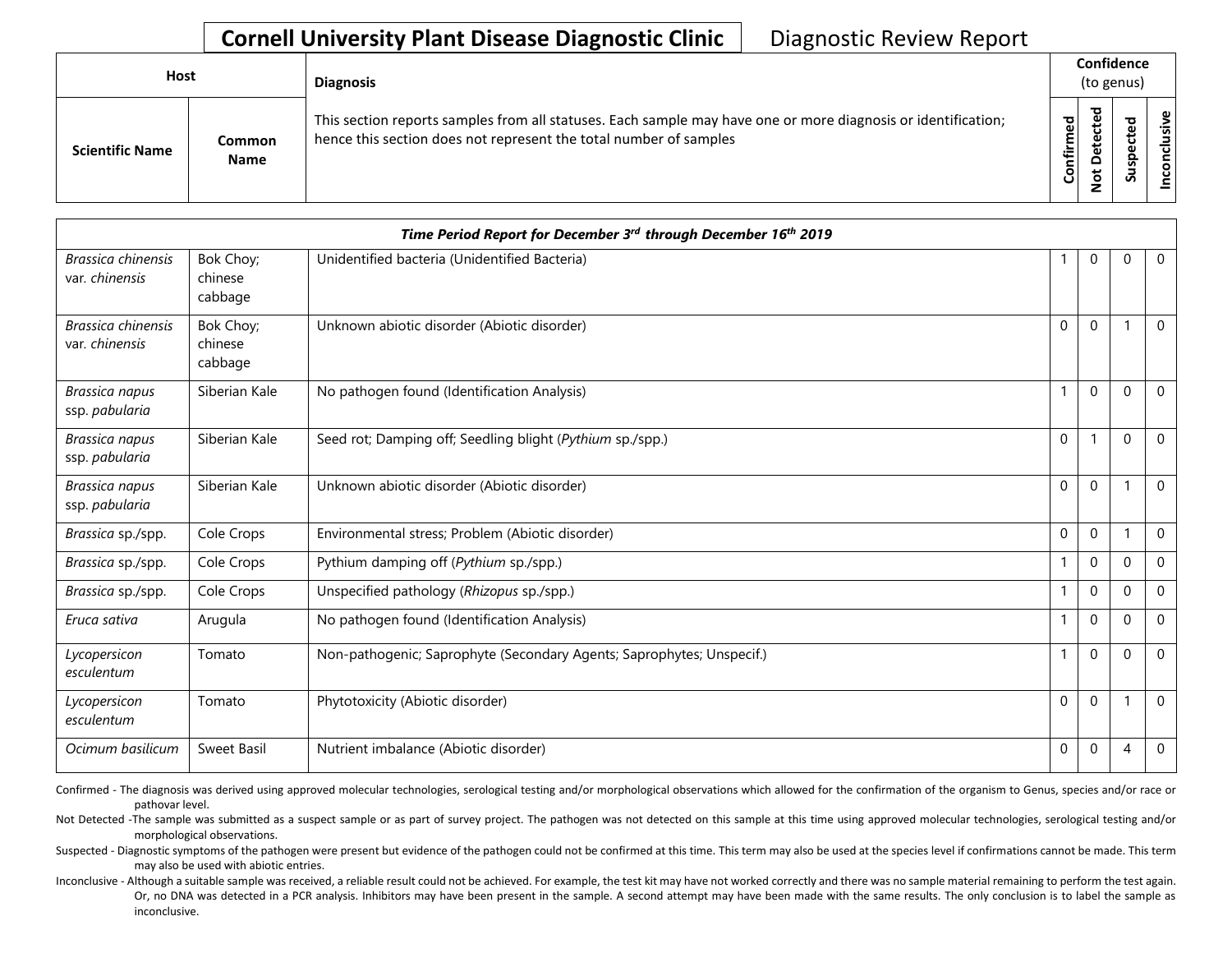# Cornell University Plant Disease Diagnostic Clinic

Diagnostic Review Report

| Host | | Diagnosis | Confidence (to genus) | | | |
|---|---|---|---|---|---|---|
| **Scientific Name** | **Common Name** | This section reports samples from all statuses. Each sample may have one or more diagnosis or identification; hence this section does not represent the total number of samples | **Confirmed** | **Not Detected** | **Suspected** | **Inconclusive** |
| ***Time Period Report for December 3rd through December 16th 2019*** | | | | | | |
| *Brassica chinensis* var. *chinensis* | Bok Choy; chinese cabbage | Unidentified bacteria (Unidentified Bacteria) | 1 | 0 | 0 | 0 |
| *Brassica chinensis* var. *chinensis* | Bok Choy; chinese cabbage | Unknown abiotic disorder (Abiotic disorder) | 0 | 0 | 1 | 0 |
| *Brassica napus* ssp. *pabularia* | Siberian Kale | No pathogen found (Identification Analysis) | 1 | 0 | 0 | 0 |
| *Brassica napus* ssp. *pabularia* | Siberian Kale | Seed rot; Damping off; Seedling blight (*Pythium* sp./spp.) | 0 | 1 | 0 | 0 |
| *Brassica napus* ssp. *pabularia* | Siberian Kale | Unknown abiotic disorder (Abiotic disorder) | 0 | 0 | 1 | 0 |
| *Brassica* sp./spp. | Cole Crops | Environmental stress; Problem (Abiotic disorder) | 0 | 0 | 1 | 0 |
| *Brassica* sp./spp. | Cole Crops | Pythium damping off (*Pythium* sp./spp.) | 1 | 0 | 0 | 0 |
| *Brassica* sp./spp. | Cole Crops | Unspecified pathology (*Rhizopus* sp./spp.) | 1 | 0 | 0 | 0 |
| *Eruca sativa* | Arugula | No pathogen found (Identification Analysis) | 1 | 0 | 0 | 0 |
| *Lycopersicon esculentum* | Tomato | Non-pathogenic; Saprophyte (Secondary Agents; Saprophytes; Unspecif.) | 1 | 0 | 0 | 0 |
| *Lycopersicon esculentum* | Tomato | Phytotoxicity (Abiotic disorder) | 0 | 0 | 1 | 0 |
| *Ocimum basilicum* | Sweet Basil | Nutrient imbalance (Abiotic disorder) | 0 | 0 | 4 | 0 |

Confirmed - The diagnosis was derived using approved molecular technologies, serological testing and/or morphological observations which allowed for the confirmation of the organism to Genus, species and/or race or pathovar level.

Not Detected -The sample was submitted as a suspect sample or as part of survey project. The pathogen was not detected on this sample at this time using approved molecular technologies, serological testing and/or morphological observations.

Suspected - Diagnostic symptoms of the pathogen were present but evidence of the pathogen could not be confirmed at this time. This term may also be used at the species level if confirmations cannot be made. This term may also be used with abiotic entries.

Inconclusive - Although a suitable sample was received, a reliable result could not be achieved. For example, the test kit may have not worked correctly and there was no sample material remaining to perform the test again. Or, no DNA was detected in a PCR analysis. Inhibitors may have been present in the sample. A second attempt may have been made with the same results. The only conclusion is to label the sample as inconclusive.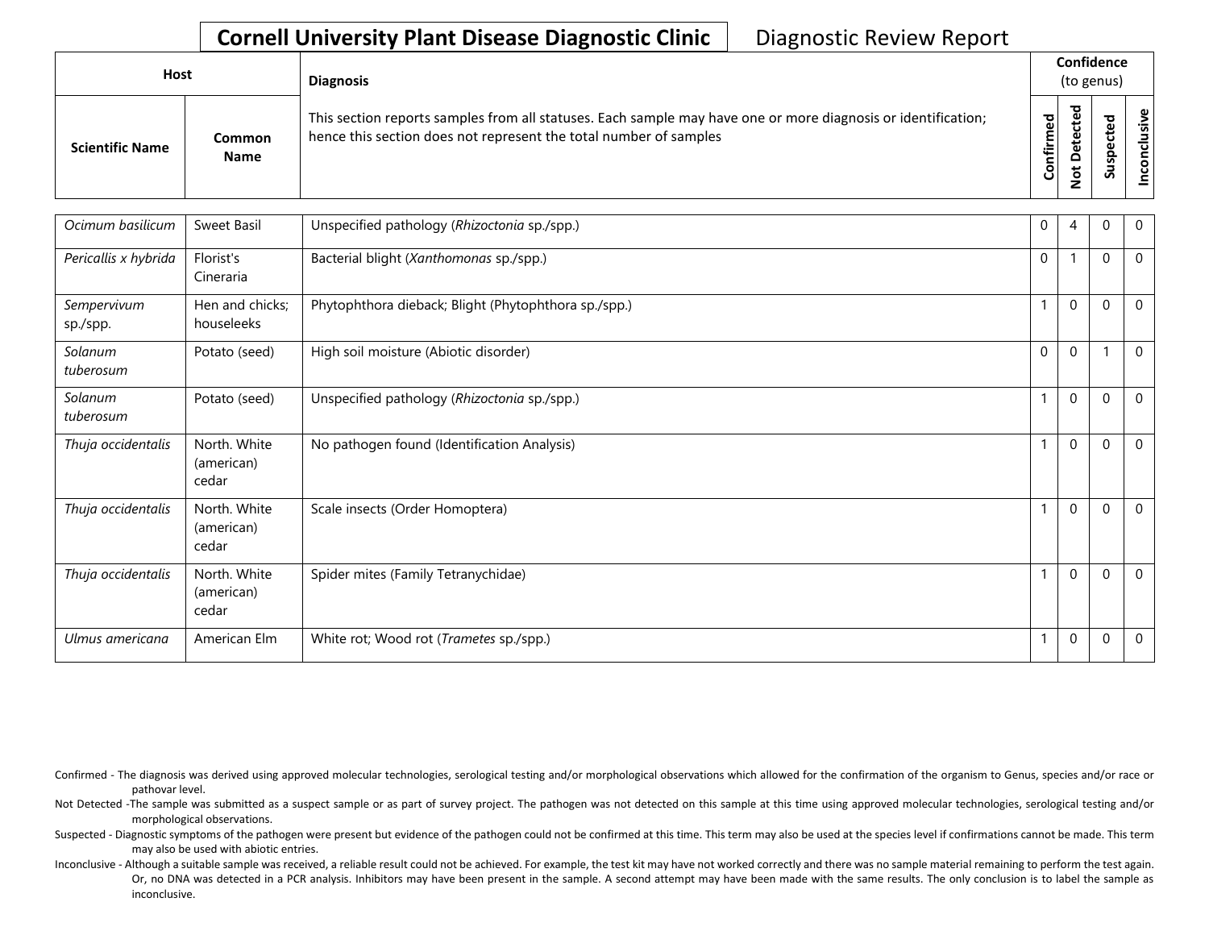# Cornell University Plant Disease Diagnostic Clinic

Diagnostic Review Report

| Host | | Diagnosis | Confidence (to genus) | | | |
|---|---|---|---|---|---|---|
| Scientific Name | Common Name | This section reports samples from all statuses. Each sample may have one or more diagnosis or identification; hence this section does not represent the total number of samples | Confirmed | Not Detected | Suspected | Inconclusive |
| *Ocimum basilicum* | Sweet Basil | Unspecified pathology (*Rhizoctonia* sp./spp.) | 0 | 4 | 0 | 0 |
| *Pericallis x hybrida* | Florist's Cineraria | Bacterial blight (*Xanthomonas* sp./spp.) | 0 | 1 | 0 | 0 |
| *Sempervivum* sp./spp. | Hen and chicks; houseleeks | Phytophthora dieback; Blight (Phytophthora sp./spp.) | 1 | 0 | 0 | 0 |
| *Solanum tuberosum* | Potato (seed) | High soil moisture (Abiotic disorder) | 0 | 0 | 1 | 0 |
| *Solanum tuberosum* | Potato (seed) | Unspecified pathology (*Rhizoctonia* sp./spp.) | 1 | 0 | 0 | 0 |
| *Thuja occidentalis* | North. White (american) cedar | No pathogen found (Identification Analysis) | 1 | 0 | 0 | 0 |
| *Thuja occidentalis* | North. White (american) cedar | Scale insects (Order Homoptera) | 1 | 0 | 0 | 0 |
| *Thuja occidentalis* | North. White (american) cedar | Spider mites (Family Tetranychidae) | 1 | 0 | 0 | 0 |
| *Ulmus americana* | American Elm | White rot; Wood rot (*Trametes* sp./spp.) | 1 | 0 | 0 | 0 |

Confirmed - The diagnosis was derived using approved molecular technologies, serological testing and/or morphological observations which allowed for the confirmation of the organism to Genus, species and/or race or pathovar level.

Not Detected -The sample was submitted as a suspect sample or as part of survey project. The pathogen was not detected on this sample at this time using approved molecular technologies, serological testing and/or morphological observations.

Suspected - Diagnostic symptoms of the pathogen were present but evidence of the pathogen could not be confirmed at this time. This term may also be used at the species level if confirmations cannot be made. This term may also be used with abiotic entries.

Inconclusive - Although a suitable sample was received, a reliable result could not be achieved. For example, the test kit may have not worked correctly and there was no sample material remaining to perform the test again. Or, no DNA was detected in a PCR analysis. Inhibitors may have been present in the sample. A second attempt may have been made with the same results. The only conclusion is to label the sample as inconclusive.